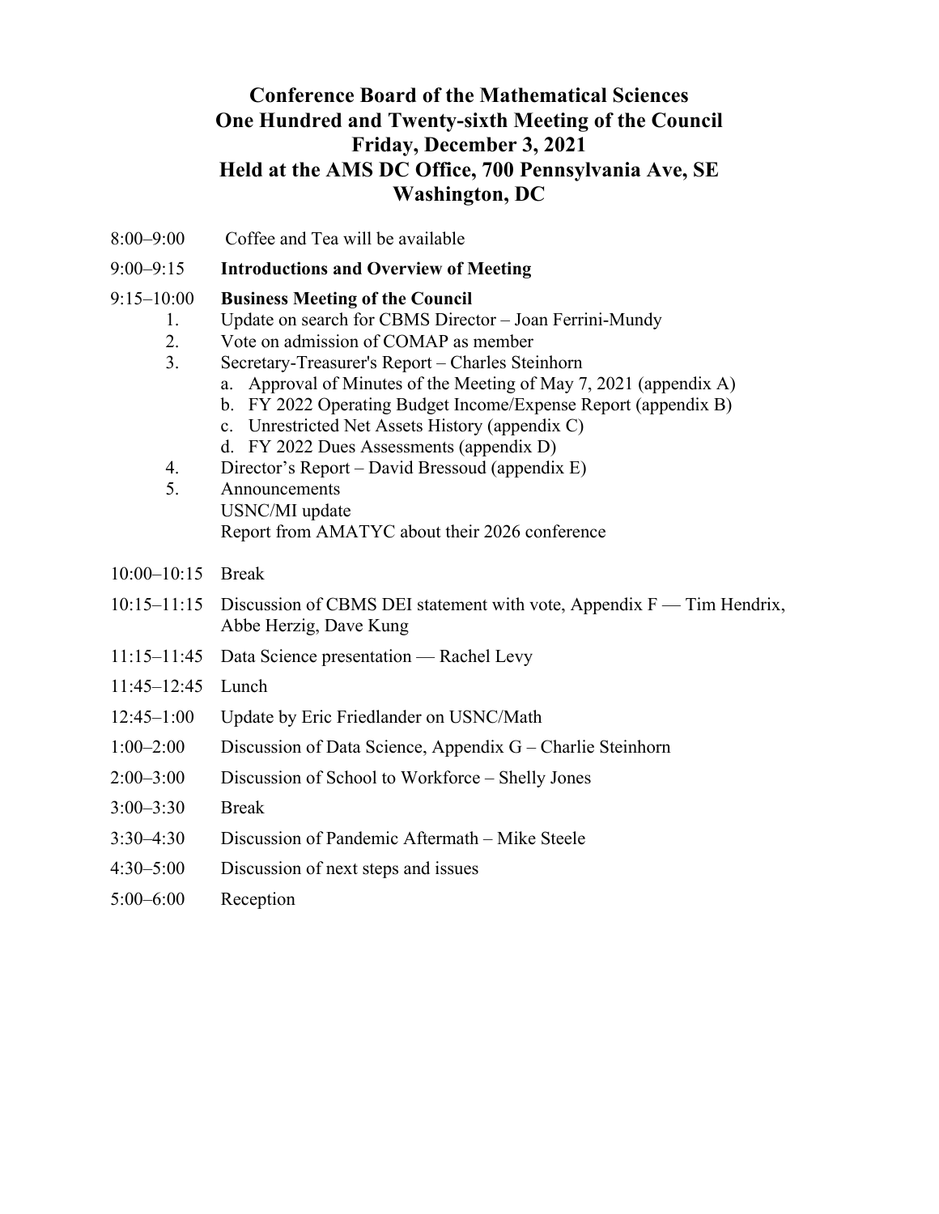# Conference Board of the Mathematical Sciences
# One Hundred and Twenty-sixth Meeting of the Council
# Friday, December 3, 2021
# Held at the AMS DC Office, 700 Pennsylvania Ave, SE
# Washington, DC

8:00–9:00 Coffee and Tea will be available

9:00–9:15 **Introductions and Overview of Meeting**

9:15–10:00 **Business Meeting of the Council**

1. Update on search for CBMS Director – Joan Ferrini-Mundy
2. Vote on admission of COMAP as member
3. Secretary-Treasurer's Report – Charles Steinhorn
   a. Approval of Minutes of the Meeting of May 7, 2021 (appendix A)
   b. FY 2022 Operating Budget Income/Expense Report (appendix B)
   c. Unrestricted Net Assets History (appendix C)
   d. FY 2022 Dues Assessments (appendix D)
4. Director's Report – David Bressoud (appendix E)
5. Announcements
   USNC/MI update
   Report from AMATYC about their 2026 conference

10:00–10:15 Break

10:15–11:15 Discussion of CBMS DEI statement with vote, Appendix F — Tim Hendrix, Abbe Herzig, Dave Kung

11:15–11:45 Data Science presentation — Rachel Levy

11:45–12:45 Lunch

12:45–1:00 Update by Eric Friedlander on USNC/Math

1:00–2:00 Discussion of Data Science, Appendix G – Charlie Steinhorn

2:00–3:00 Discussion of School to Workforce – Shelly Jones

3:00–3:30 Break

3:30–4:30 Discussion of Pandemic Aftermath – Mike Steele

4:30–5:00 Discussion of next steps and issues

5:00–6:00 Reception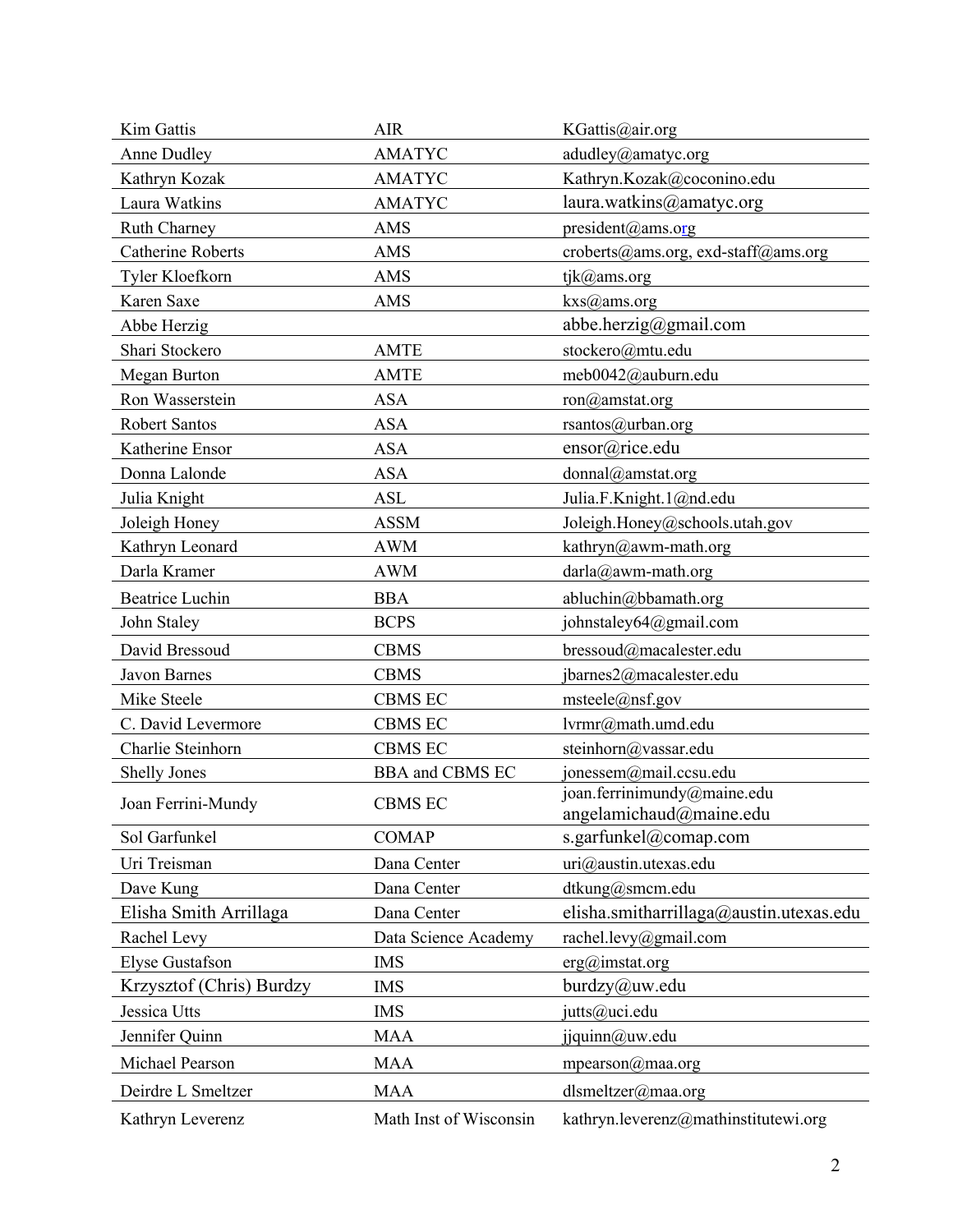| | | |
|---|---|---|
| Kim Gattis | AIR | KGattis@air.org |
| Anne Dudley | AMATYC | adudley@amatyc.org |
| Kathryn Kozak | AMATYC | Kathryn.Kozak@coconino.edu |
| Laura Watkins | AMATYC | laura.watkins@amatyc.org |
| Ruth Charney | AMS | president@ams.org |
| Catherine Roberts | AMS | croberts@ams.org, exd-staff@ams.org |
| Tyler Kloefkorn | AMS | tjk@ams.org |
| Karen Saxe | AMS | kxs@ams.org |
| Abbe Herzig | | abbe.herzig@gmail.com |
| Shari Stockero | AMTE | stockero@mtu.edu |
| Megan Burton | AMTE | meb0042@auburn.edu |
| Ron Wasserstein | ASA | ron@amstat.org |
| Robert Santos | ASA | rsantos@urban.org |
| Katherine Ensor | ASA | ensor@rice.edu |
| Donna Lalonde | ASA | donnal@amstat.org |
| Julia Knight | ASL | Julia.F.Knight.1@nd.edu |
| Joleigh Honey | ASSM | Joleigh.Honey@schools.utah.gov |
| Kathryn Leonard | AWM | kathryn@awm-math.org |
| Darla Kramer | AWM | darla@awm-math.org |
| Beatrice Luchin | BBA | abluchin@bbamath.org |
| John Staley | BCPS | johnstaley64@gmail.com |
| David Bressoud | CBMS | bressoud@macalester.edu |
| Javon Barnes | CBMS | jbarnes2@macalester.edu |
| Mike Steele | CBMS EC | msteele@nsf.gov |
| C. David Levermore | CBMS EC | lvrmr@math.umd.edu |
| Charlie Steinhorn | CBMS EC | steinhorn@vassar.edu |
| Shelly Jones | BBA and CBMS EC | jonessem@mail.ccsu.edu |
| Joan Ferrini-Mundy | CBMS EC | joan.ferrinimundy@maine.edu angelamichaud@maine.edu |
| Sol Garfunkel | COMAP | s.garfunkel@comap.com |
| Uri Treisman | Dana Center | uri@austin.utexas.edu |
| Dave Kung | Dana Center | dtkung@smcm.edu |
| Elisha Smith Arrillaga | Dana Center | elisha.smitharrillaga@austin.utexas.edu |
| Rachel Levy | Data Science Academy | rachel.levy@gmail.com |
| Elyse Gustafson | IMS | erg@imstat.org |
| Krzysztof (Chris) Burdzy | IMS | burdzy@uw.edu |
| Jessica Utts | IMS | jutts@uci.edu |
| Jennifer Quinn | MAA | jjquinn@uw.edu |
| Michael Pearson | MAA | mpearson@maa.org |
| Deirdre L Smeltzer | MAA | dlsmeltzer@maa.org |
| Kathryn Leverenz | Math Inst of Wisconsin | kathryn.leverenz@mathinstitutewi.org |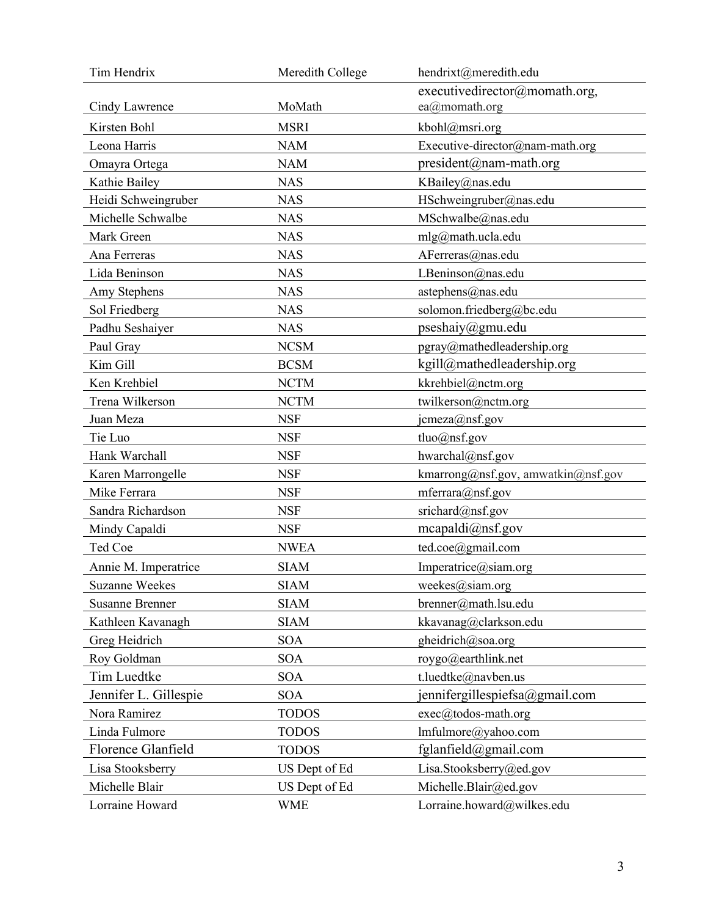| | | |
|---|---|---|
| Tim Hendrix | Meredith College | hendrixt@meredith.edu |
| Cindy Lawrence | MoMath | executivedirector@momath.org, ea@momath.org |
| Kirsten Bohl | MSRI | kbohl@msri.org |
| Leona Harris | NAM | Executive-director@nam-math.org |
| Omayra Ortega | NAM | president@nam-math.org |
| Kathie Bailey | NAS | KBailey@nas.edu |
| Heidi Schweingruber | NAS | HSchweingruber@nas.edu |
| Michelle Schwalbe | NAS | MSchwalbe@nas.edu |
| Mark Green | NAS | mlg@math.ucla.edu |
| Ana Ferreras | NAS | AFerreras@nas.edu |
| Lida Beninson | NAS | LBeninson@nas.edu |
| Amy Stephens | NAS | astephens@nas.edu |
| Sol Friedberg | NAS | solomon.friedberg@bc.edu |
| Padhu Seshaiyer | NAS | pseshaiy@gmu.edu |
| Paul Gray | NCSM | pgray@mathedleadership.org |
| Kim Gill | BCSM | kgill@mathedleadership.org |
| Ken Krehbiel | NCTM | kkrehbiel@nctm.org |
| Trena Wilkerson | NCTM | twilkerson@nctm.org |
| Juan Meza | NSF | jcmeza@nsf.gov |
| Tie Luo | NSF | tluo@nsf.gov |
| Hank Warchall | NSF | hwarchal@nsf.gov |
| Karen Marrongelle | NSF | kmarrong@nsf.gov, amwatkin@nsf.gov |
| Mike Ferrara | NSF | mferrara@nsf.gov |
| Sandra Richardson | NSF | srichard@nsf.gov |
| Mindy Capaldi | NSF | mcapaldi@nsf.gov |
| Ted Coe | NWEA | ted.coe@gmail.com |
| Annie M. Imperatrice | SIAM | Imperatrice@siam.org |
| Suzanne Weekes | SIAM | weekes@siam.org |
| Susanne Brenner | SIAM | brenner@math.lsu.edu |
| Kathleen Kavanagh | SIAM | kkavanag@clarkson.edu |
| Greg Heidrich | SOA | gheidrich@soa.org |
| Roy Goldman | SOA | roygo@earthlink.net |
| Tim Luedtke | SOA | t.luedtke@navben.us |
| Jennifer L. Gillespie | SOA | jennifergillespiefsa@gmail.com |
| Nora Ramirez | TODOS | exec@todos-math.org |
| Linda Fulmore | TODOS | lmfulmore@yahoo.com |
| Florence Glanfield | TODOS | fglanfield@gmail.com |
| Lisa Stooksberry | US Dept of Ed | Lisa.Stooksberry@ed.gov |
| Michelle Blair | US Dept of Ed | Michelle.Blair@ed.gov |
| Lorraine Howard | WME | Lorraine.howard@wilkes.edu |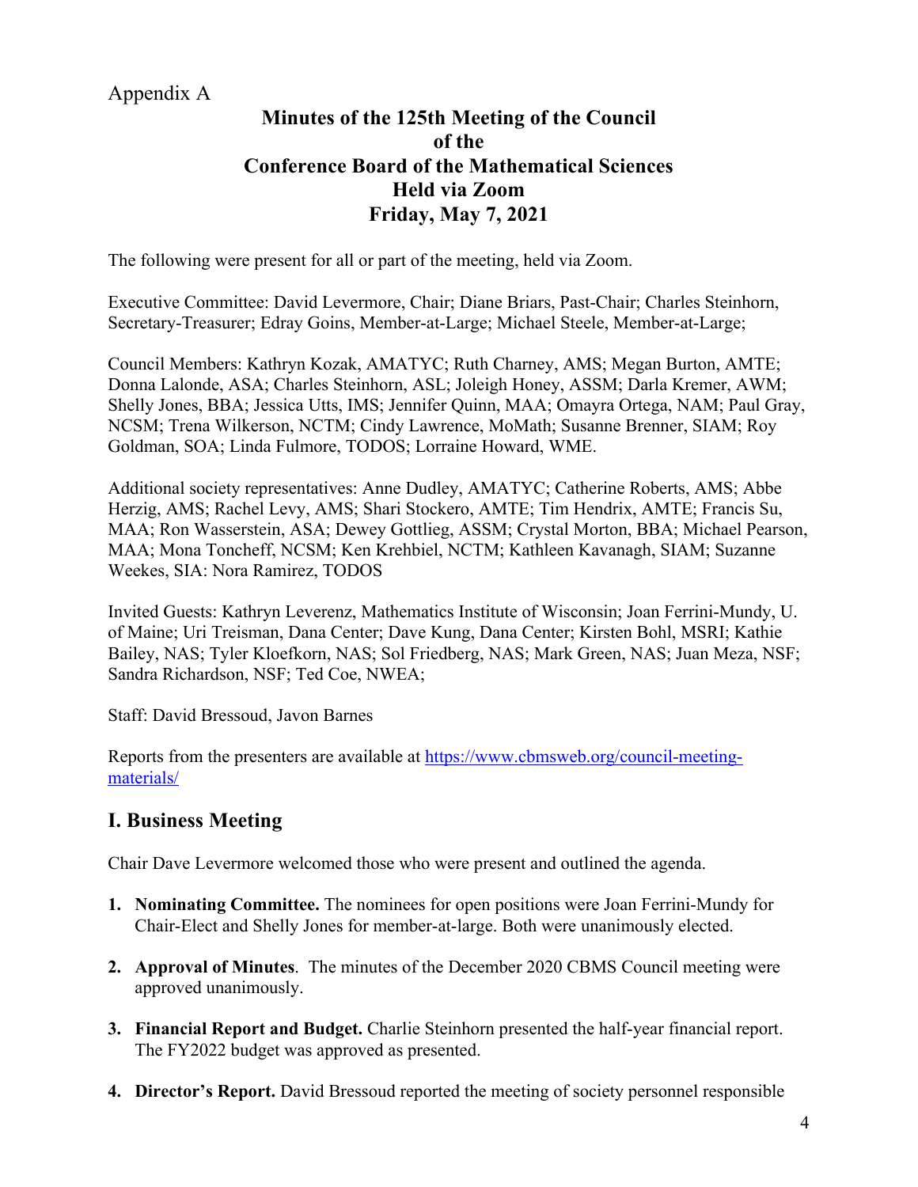Appendix A

# Minutes of the 125th Meeting of the Council of the Conference Board of the Mathematical Sciences Held via Zoom Friday, May 7, 2021

The following were present for all or part of the meeting, held via Zoom.

Executive Committee: David Levermore, Chair; Diane Briars, Past-Chair; Charles Steinhorn, Secretary-Treasurer; Edray Goins, Member-at-Large; Michael Steele, Member-at-Large;

Council Members: Kathryn Kozak, AMATYC; Ruth Charney, AMS; Megan Burton, AMTE; Donna Lalonde, ASA; Charles Steinhorn, ASL; Joleigh Honey, ASSM; Darla Kremer, AWM; Shelly Jones, BBA; Jessica Utts, IMS; Jennifer Quinn, MAA; Omayra Ortega, NAM; Paul Gray, NCSM; Trena Wilkerson, NCTM; Cindy Lawrence, MoMath; Susanne Brenner, SIAM; Roy Goldman, SOA; Linda Fulmore, TODOS; Lorraine Howard, WME.

Additional society representatives: Anne Dudley, AMATYC; Catherine Roberts, AMS; Abbe Herzig, AMS; Rachel Levy, AMS; Shari Stockero, AMTE; Tim Hendrix, AMTE; Francis Su, MAA; Ron Wasserstein, ASA; Dewey Gottlieg, ASSM; Crystal Morton, BBA; Michael Pearson, MAA; Mona Toncheff, NCSM; Ken Krehbiel, NCTM; Kathleen Kavanagh, SIAM; Suzanne Weekes, SIA: Nora Ramirez, TODOS

Invited Guests: Kathryn Leverenz, Mathematics Institute of Wisconsin; Joan Ferrini-Mundy, U. of Maine; Uri Treisman, Dana Center; Dave Kung, Dana Center; Kirsten Bohl, MSRI; Kathie Bailey, NAS; Tyler Kloefkorn, NAS; Sol Friedberg, NAS; Mark Green, NAS; Juan Meza, NSF; Sandra Richardson, NSF; Ted Coe, NWEA;

Staff: David Bressoud, Javon Barnes

Reports from the presenters are available at [https://www.cbmsweb.org/council-meeting-materials/](https://www.cbmsweb.org/council-meeting-materials/)

## I. Business Meeting

Chair Dave Levermore welcomed those who were present and outlined the agenda.

1. **Nominating Committee.** The nominees for open positions were Joan Ferrini-Mundy for Chair-Elect and Shelly Jones for member-at-large. Both were unanimously elected.

2. **Approval of Minutes**. The minutes of the December 2020 CBMS Council meeting were approved unanimously.

3. **Financial Report and Budget.** Charlie Steinhorn presented the half-year financial report. The FY2022 budget was approved as presented.

4. **Director's Report.** David Bressoud reported the meeting of society personnel responsible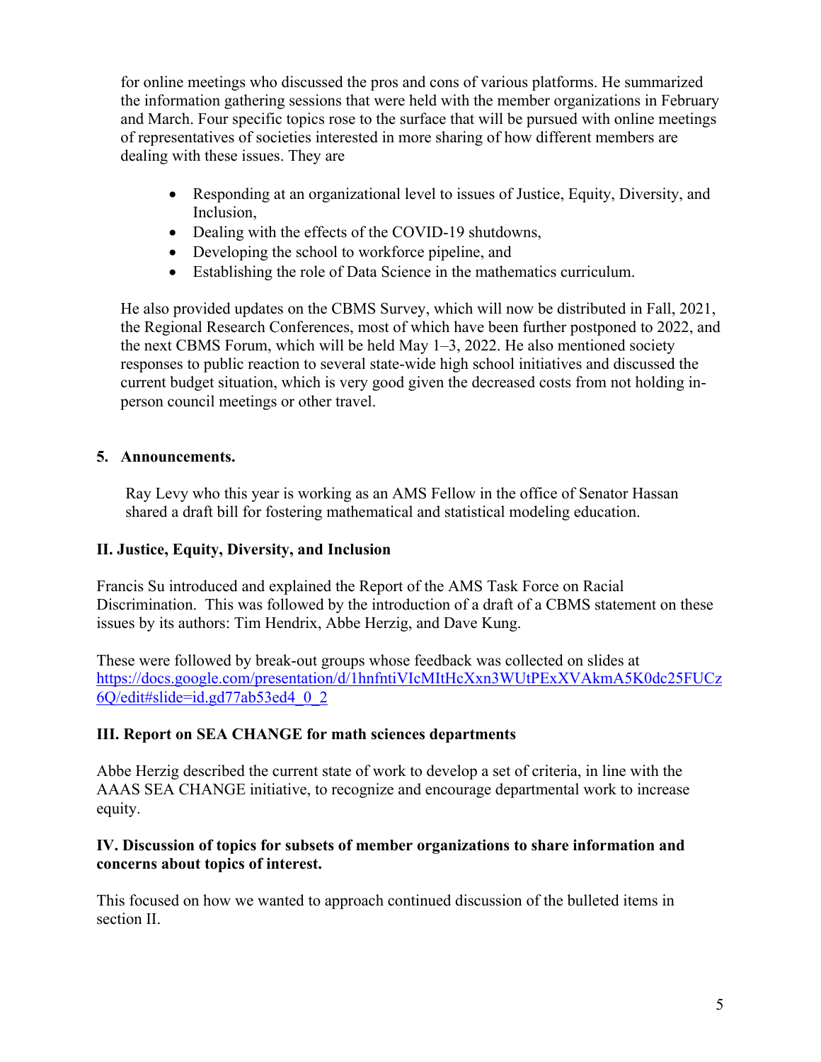for online meetings who discussed the pros and cons of various platforms. He summarized the information gathering sessions that were held with the member organizations in February and March. Four specific topics rose to the surface that will be pursued with online meetings of representatives of societies interested in more sharing of how different members are dealing with these issues. They are

- Responding at an organizational level to issues of Justice, Equity, Diversity, and Inclusion,
- Dealing with the effects of the COVID-19 shutdowns,
- Developing the school to workforce pipeline, and
- Establishing the role of Data Science in the mathematics curriculum.

He also provided updates on the CBMS Survey, which will now be distributed in Fall, 2021, the Regional Research Conferences, most of which have been further postponed to 2022, and the next CBMS Forum, which will be held May 1–3, 2022. He also mentioned society responses to public reaction to several state-wide high school initiatives and discussed the current budget situation, which is very good given the decreased costs from not holding in-person council meetings or other travel.

**5. Announcements.**

Ray Levy who this year is working as an AMS Fellow in the office of Senator Hassan shared a draft bill for fostering mathematical and statistical modeling education.

**II. Justice, Equity, Diversity, and Inclusion**

Francis Su introduced and explained the Report of the AMS Task Force on Racial Discrimination. This was followed by the introduction of a draft of a CBMS statement on these issues by its authors: Tim Hendrix, Abbe Herzig, and Dave Kung.

These were followed by break-out groups whose feedback was collected on slides at https://docs.google.com/presentation/d/1hnfntiVIcMItHcXxn3WUtPExXVAkmA5K0dc25FUCz6Q/edit#slide=id.gd77ab53ed4_0_2

**III. Report on SEA CHANGE for math sciences departments**

Abbe Herzig described the current state of work to develop a set of criteria, in line with the AAAS SEA CHANGE initiative, to recognize and encourage departmental work to increase equity.

**IV. Discussion of topics for subsets of member organizations to share information and concerns about topics of interest.**

This focused on how we wanted to approach continued discussion of the bulleted items in section II.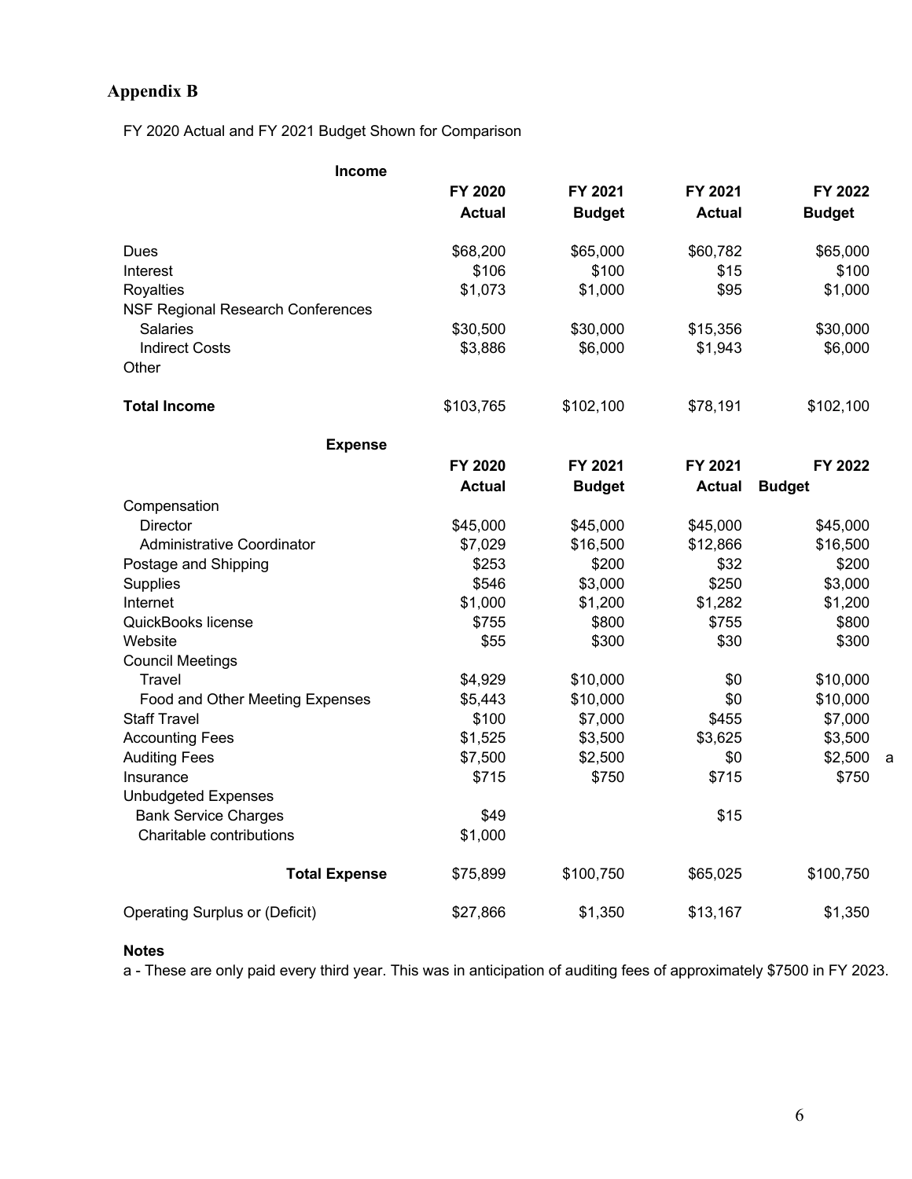## Appendix B

FY 2020 Actual and FY 2021 Budget Shown for Comparison

| **Income** | **FY 2020 Actual** | **FY 2021 Budget** | **FY 2021 Actual** | **FY 2022 Budget** | |
|---|---|---|---|---|---|
| Dues | $68,200 | $65,000 | $60,782 | $65,000 | |
| Interest | $106 | $100 | $15 | $100 | |
| Royalties | $1,073 | $1,000 | $95 | $1,000 | |
| NSF Regional Research Conferences | | | | | |
| Salaries | $30,500 | $30,000 | $15,356 | $30,000 | |
| Indirect Costs | $3,886 | $6,000 | $1,943 | $6,000 | |
| Other | | | | | |
| **Total Income** | $103,765 | $102,100 | $78,191 | $102,100 | |
| **Expense** | **FY 2020 Actual** | **FY 2021 Budget** | **FY 2021 Actual** | **FY 2022 Budget** | |
| Compensation | | | | | |
| Director | $45,000 | $45,000 | $45,000 | $45,000 | |
| Administrative Coordinator | $7,029 | $16,500 | $12,866 | $16,500 | |
| Postage and Shipping | $253 | $200 | $32 | $200 | |
| Supplies | $546 | $3,000 | $250 | $3,000 | |
| Internet | $1,000 | $1,200 | $1,282 | $1,200 | |
| QuickBooks license | $755 | $800 | $755 | $800 | |
| Website | $55 | $300 | $30 | $300 | |
| Council Meetings | | | | | |
| Travel | $4,929 | $10,000 | $0 | $10,000 | |
| Food and Other Meeting Expenses | $5,443 | $10,000 | $0 | $10,000 | |
| Staff Travel | $100 | $7,000 | $455 | $7,000 | |
| Accounting Fees | $1,525 | $3,500 | $3,625 | $3,500 | |
| Auditing Fees | $7,500 | $2,500 | $0 | $2,500 | a |
| Insurance | $715 | $750 | $715 | $750 | |
| Unbudgeted Expenses | | | | | |
| Bank Service Charges | $49 | | $15 | | |
| Charitable contributions | $1,000 | | | | |
| **Total Expense** | $75,899 | $100,750 | $65,025 | $100,750 | |
| Operating Surplus or (Deficit) | $27,866 | $1,350 | $13,167 | $1,350 | |

**Notes**

a - These are only paid every third year. This was in anticipation of auditing fees of approximately $7500 in FY 2023.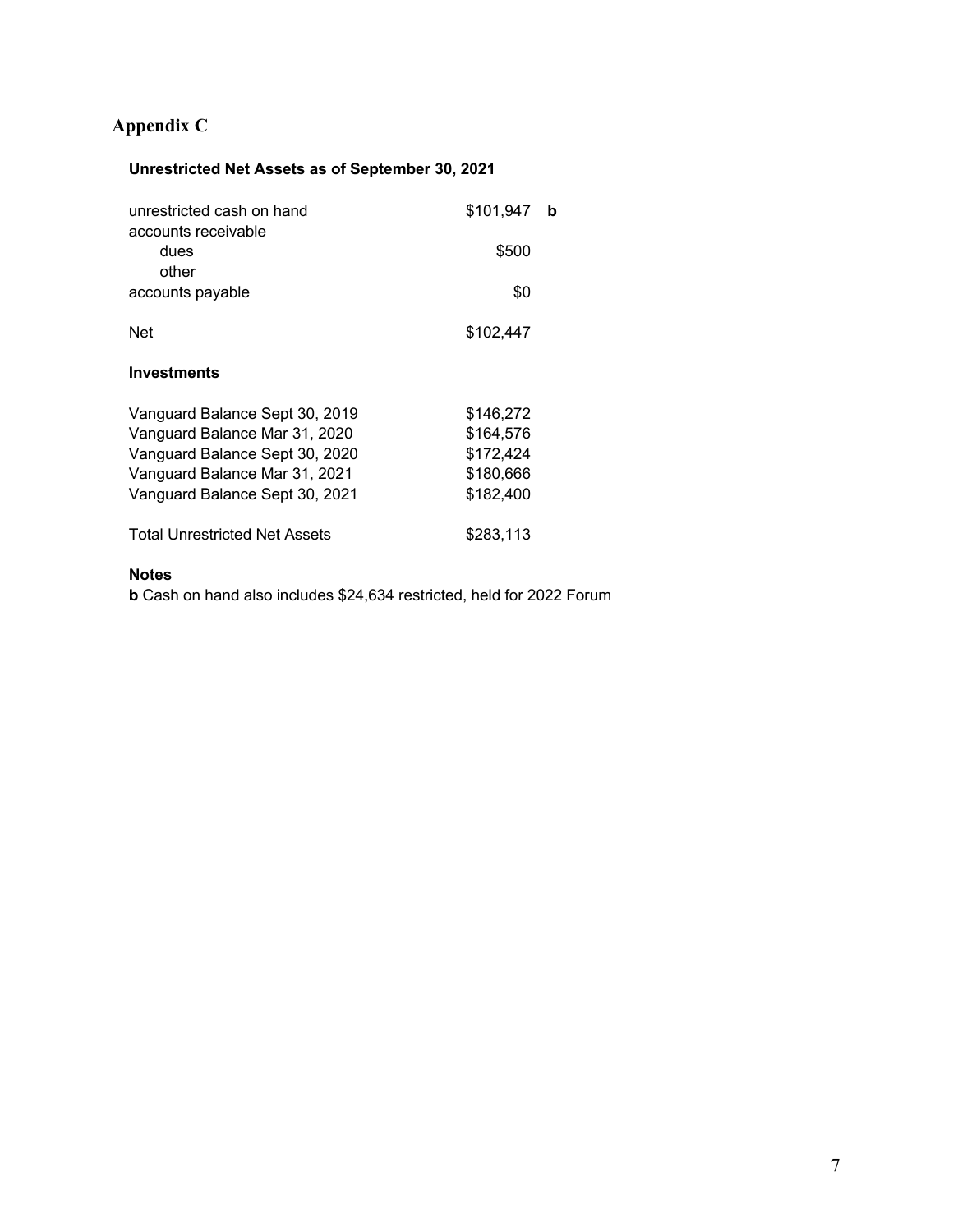# Appendix C

## Unrestricted Net Assets as of September 30, 2021

| | | |
|---|---|---|
| unrestricted cash on hand | $101,947 | **b** |
| accounts receivable | | |
| dues | $500 | |
| other | | |
| accounts payable | $0 | |
| Net | $102,447 | |

### Investments

| | |
|---|---|
| Vanguard Balance Sept 30, 2019 | $146,272 |
| Vanguard Balance Mar 31, 2020 | $164,576 |
| Vanguard Balance Sept 30, 2020 | $172,424 |
| Vanguard Balance Mar 31, 2021 | $180,666 |
| Vanguard Balance Sept 30, 2021 | $182,400 |
| Total Unrestricted Net Assets | $283,113 |

### Notes

**b** Cash on hand also includes $24,634 restricted, held for 2022 Forum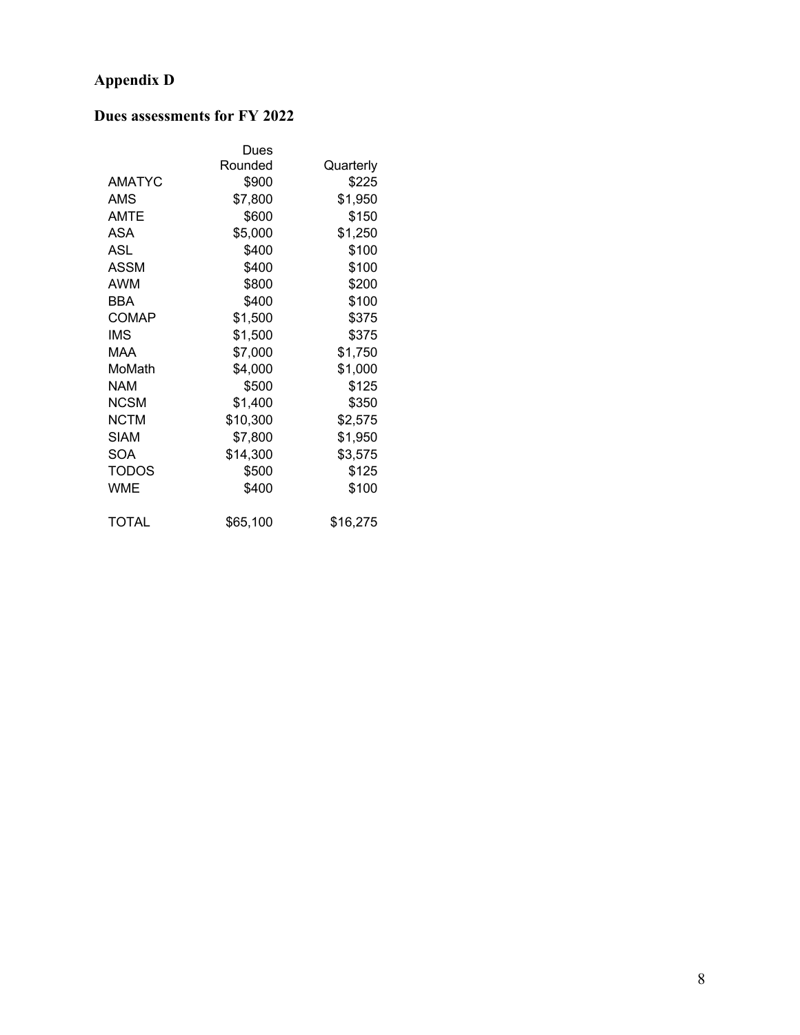## Appendix D

### Dues assessments for FY 2022

| | Dues Rounded | Quarterly |
|---|---|---|
| AMATYC | $900 | $225 |
| AMS | $7,800 | $1,950 |
| AMTE | $600 | $150 |
| ASA | $5,000 | $1,250 |
| ASL | $400 | $100 |
| ASSM | $400 | $100 |
| AWM | $800 | $200 |
| BBA | $400 | $100 |
| COMAP | $1,500 | $375 |
| IMS | $1,500 | $375 |
| MAA | $7,000 | $1,750 |
| MoMath | $4,000 | $1,000 |
| NAM | $500 | $125 |
| NCSM | $1,400 | $350 |
| NCTM | $10,300 | $2,575 |
| SIAM | $7,800 | $1,950 |
| SOA | $14,300 | $3,575 |
| TODOS | $500 | $125 |
| WME | $400 | $100 |
| TOTAL | $65,100 | $16,275 |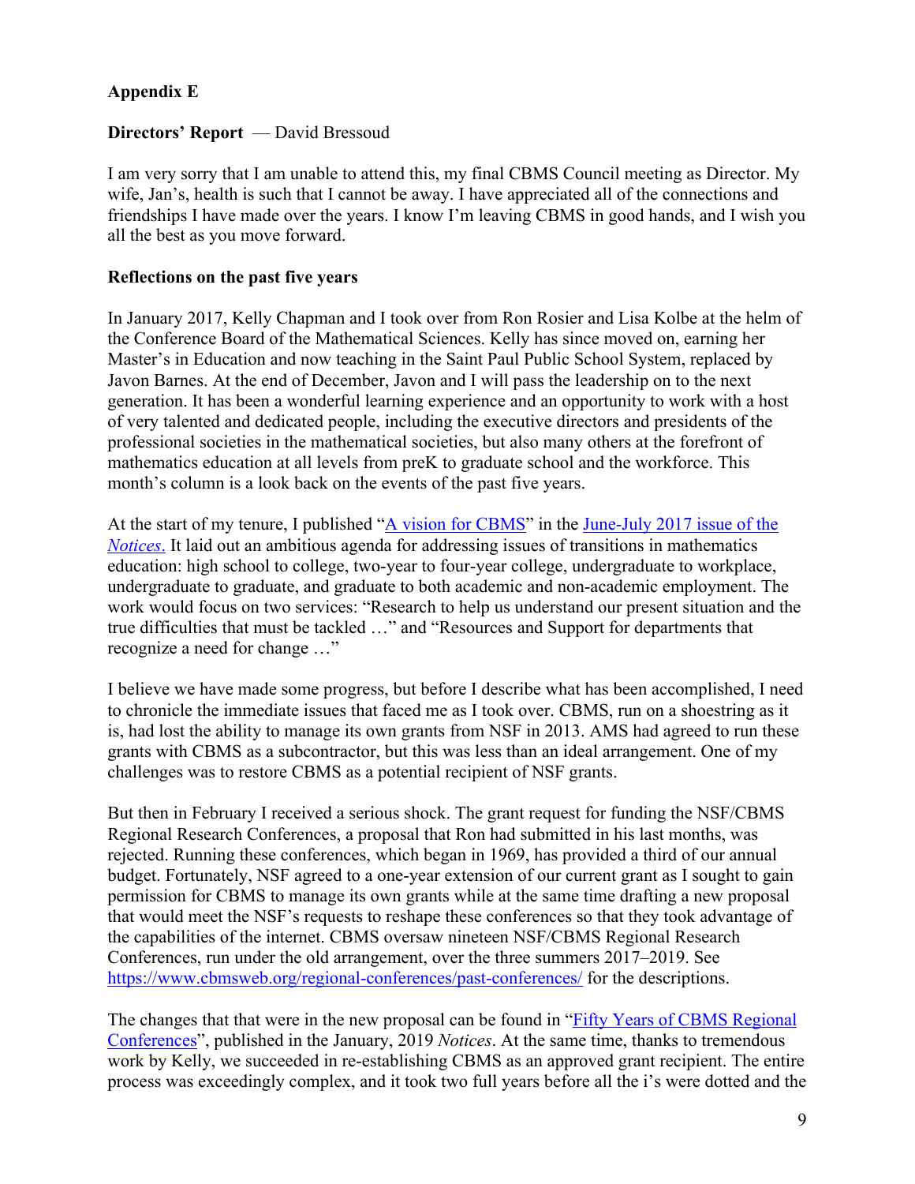**Appendix E**

**Directors' Report** — David Bressoud

I am very sorry that I am unable to attend this, my final CBMS Council meeting as Director. My wife, Jan's, health is such that I cannot be away. I have appreciated all of the connections and friendships I have made over the years. I know I'm leaving CBMS in good hands, and I wish you all the best as you move forward.

**Reflections on the past five years**

In January 2017, Kelly Chapman and I took over from Ron Rosier and Lisa Kolbe at the helm of the Conference Board of the Mathematical Sciences. Kelly has since moved on, earning her Master's in Education and now teaching in the Saint Paul Public School System, replaced by Javon Barnes. At the end of December, Javon and I will pass the leadership on to the next generation. It has been a wonderful learning experience and an opportunity to work with a host of very talented and dedicated people, including the executive directors and presidents of the professional societies in the mathematical societies, but also many others at the forefront of mathematics education at all levels from preK to graduate school and the workforce. This month's column is a look back on the events of the past five years.

At the start of my tenure, I published "[A vision for CBMS]" in the [June-July 2017 issue of the *Notices*.] It laid out an ambitious agenda for addressing issues of transitions in mathematics education: high school to college, two-year to four-year college, undergraduate to workplace, undergraduate to graduate, and graduate to both academic and non-academic employment. The work would focus on two services: "Research to help us understand our present situation and the true difficulties that must be tackled …" and "Resources and Support for departments that recognize a need for change …"

I believe we have made some progress, but before I describe what has been accomplished, I need to chronicle the immediate issues that faced me as I took over. CBMS, run on a shoestring as it is, had lost the ability to manage its own grants from NSF in 2013. AMS had agreed to run these grants with CBMS as a subcontractor, but this was less than an ideal arrangement. One of my challenges was to restore CBMS as a potential recipient of NSF grants.

But then in February I received a serious shock. The grant request for funding the NSF/CBMS Regional Research Conferences, a proposal that Ron had submitted in his last months, was rejected. Running these conferences, which began in 1969, has provided a third of our annual budget. Fortunately, NSF agreed to a one-year extension of our current grant as I sought to gain permission for CBMS to manage its own grants while at the same time drafting a new proposal that would meet the NSF's requests to reshape these conferences so that they took advantage of the capabilities of the internet. CBMS oversaw nineteen NSF/CBMS Regional Research Conferences, run under the old arrangement, over the three summers 2017–2019. See https://www.cbmsweb.org/regional-conferences/past-conferences/ for the descriptions.

The changes that that were in the new proposal can be found in "[Fifty Years of CBMS Regional Conferences]", published in the January, 2019 *Notices*. At the same time, thanks to tremendous work by Kelly, we succeeded in re-establishing CBMS as an approved grant recipient. The entire process was exceedingly complex, and it took two full years before all the i's were dotted and the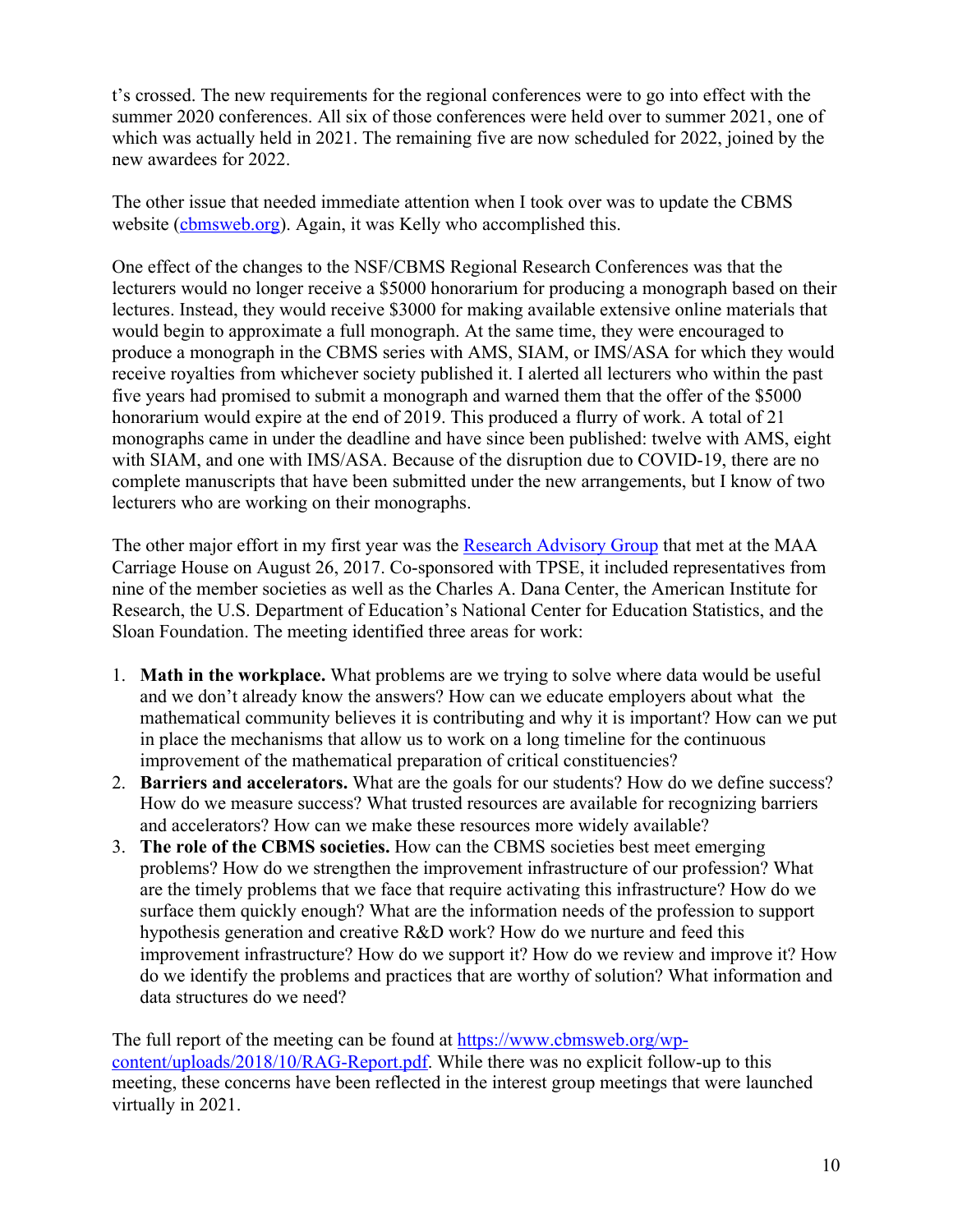t's crossed. The new requirements for the regional conferences were to go into effect with the summer 2020 conferences. All six of those conferences were held over to summer 2021, one of which was actually held in 2021. The remaining five are now scheduled for 2022, joined by the new awardees for 2022.

The other issue that needed immediate attention when I took over was to update the CBMS website ([cbmsweb.org](cbmsweb.org)). Again, it was Kelly who accomplished this.

One effect of the changes to the NSF/CBMS Regional Research Conferences was that the lecturers would no longer receive a $5000 honorarium for producing a monograph based on their lectures. Instead, they would receive $3000 for making available extensive online materials that would begin to approximate a full monograph. At the same time, they were encouraged to produce a monograph in the CBMS series with AMS, SIAM, or IMS/ASA for which they would receive royalties from whichever society published it. I alerted all lecturers who within the past five years had promised to submit a monograph and warned them that the offer of the $5000 honorarium would expire at the end of 2019. This produced a flurry of work. A total of 21 monographs came in under the deadline and have since been published: twelve with AMS, eight with SIAM, and one with IMS/ASA. Because of the disruption due to COVID-19, there are no complete manuscripts that have been submitted under the new arrangements, but I know of two lecturers who are working on their monographs.

The other major effort in my first year was the Research Advisory Group that met at the MAA Carriage House on August 26, 2017. Co-sponsored with TPSE, it included representatives from nine of the member societies as well as the Charles A. Dana Center, the American Institute for Research, the U.S. Department of Education's National Center for Education Statistics, and the Sloan Foundation. The meeting identified three areas for work:

1. **Math in the workplace.** What problems are we trying to solve where data would be useful and we don't already know the answers? How can we educate employers about what the mathematical community believes it is contributing and why it is important? How can we put in place the mechanisms that allow us to work on a long timeline for the continuous improvement of the mathematical preparation of critical constituencies?
2. **Barriers and accelerators.** What are the goals for our students? How do we define success? How do we measure success? What trusted resources are available for recognizing barriers and accelerators? How can we make these resources more widely available?
3. **The role of the CBMS societies.** How can the CBMS societies best meet emerging problems? How do we strengthen the improvement infrastructure of our profession? What are the timely problems that we face that require activating this infrastructure? How do we surface them quickly enough? What are the information needs of the profession to support hypothesis generation and creative R&D work? How do we nurture and feed this improvement infrastructure? How do we support it? How do we review and improve it? How do we identify the problems and practices that are worthy of solution? What information and data structures do we need?

The full report of the meeting can be found at [https://www.cbmsweb.org/wp-content/uploads/2018/10/RAG-Report.pdf](https://www.cbmsweb.org/wp-content/uploads/2018/10/RAG-Report.pdf). While there was no explicit follow-up to this meeting, these concerns have been reflected in the interest group meetings that were launched virtually in 2021.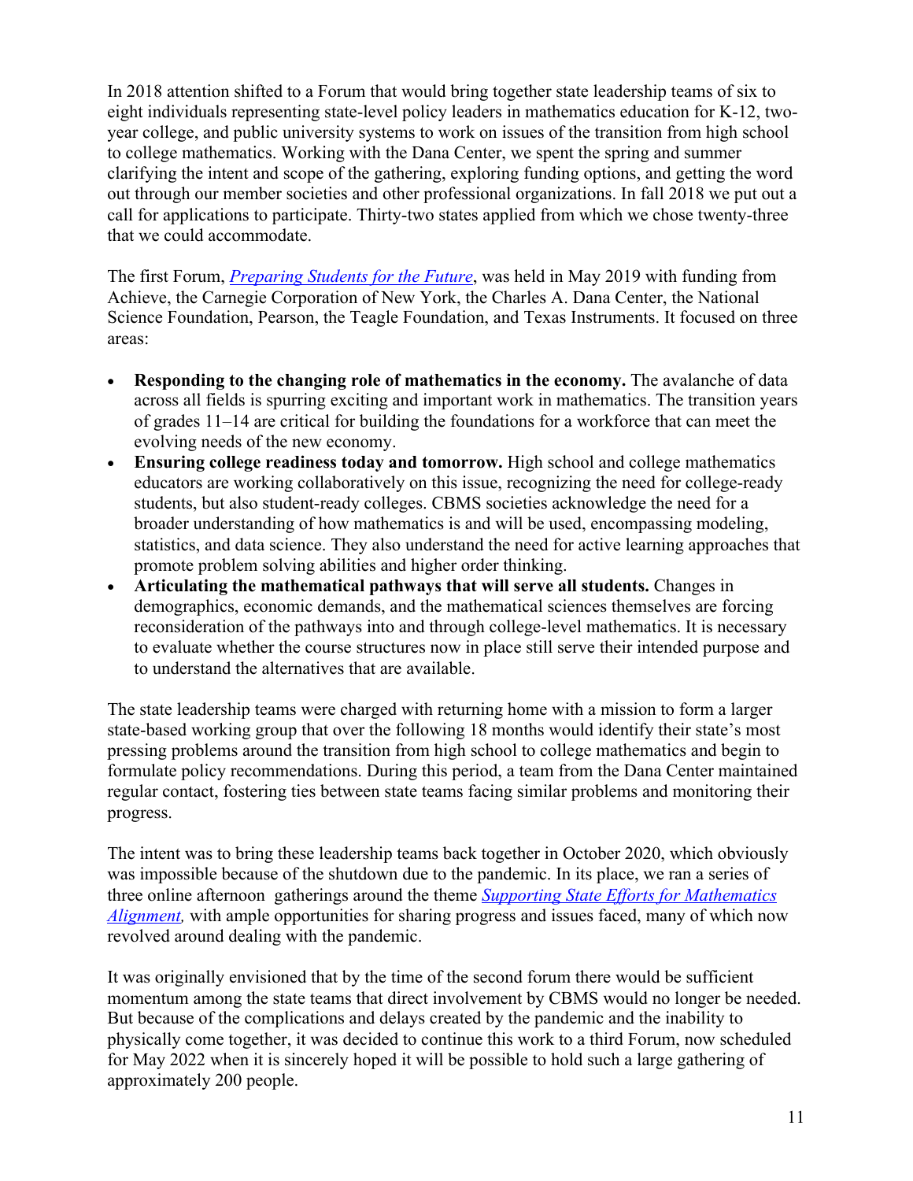In 2018 attention shifted to a Forum that would bring together state leadership teams of six to eight individuals representing state-level policy leaders in mathematics education for K-12, two-year college, and public university systems to work on issues of the transition from high school to college mathematics. Working with the Dana Center, we spent the spring and summer clarifying the intent and scope of the gathering, exploring funding options, and getting the word out through our member societies and other professional organizations. In fall 2018 we put out a call for applications to participate. Thirty-two states applied from which we chose twenty-three that we could accommodate.

The first Forum, *Preparing Students for the Future*, was held in May 2019 with funding from Achieve, the Carnegie Corporation of New York, the Charles A. Dana Center, the National Science Foundation, Pearson, the Teagle Foundation, and Texas Instruments. It focused on three areas:

- **Responding to the changing role of mathematics in the economy.** The avalanche of data across all fields is spurring exciting and important work in mathematics. The transition years of grades 11–14 are critical for building the foundations for a workforce that can meet the evolving needs of the new economy.
- **Ensuring college readiness today and tomorrow.** High school and college mathematics educators are working collaboratively on this issue, recognizing the need for college-ready students, but also student-ready colleges. CBMS societies acknowledge the need for a broader understanding of how mathematics is and will be used, encompassing modeling, statistics, and data science. They also understand the need for active learning approaches that promote problem solving abilities and higher order thinking.
- **Articulating the mathematical pathways that will serve all students.** Changes in demographics, economic demands, and the mathematical sciences themselves are forcing reconsideration of the pathways into and through college-level mathematics. It is necessary to evaluate whether the course structures now in place still serve their intended purpose and to understand the alternatives that are available.

The state leadership teams were charged with returning home with a mission to form a larger state-based working group that over the following 18 months would identify their state's most pressing problems around the transition from high school to college mathematics and begin to formulate policy recommendations. During this period, a team from the Dana Center maintained regular contact, fostering ties between state teams facing similar problems and monitoring their progress.

The intent was to bring these leadership teams back together in October 2020, which obviously was impossible because of the shutdown due to the pandemic. In its place, we ran a series of three online afternoon gatherings around the theme *Supporting State Efforts for Mathematics Alignment,* with ample opportunities for sharing progress and issues faced, many of which now revolved around dealing with the pandemic.

It was originally envisioned that by the time of the second forum there would be sufficient momentum among the state teams that direct involvement by CBMS would no longer be needed. But because of the complications and delays created by the pandemic and the inability to physically come together, it was decided to continue this work to a third Forum, now scheduled for May 2022 when it is sincerely hoped it will be possible to hold such a large gathering of approximately 200 people.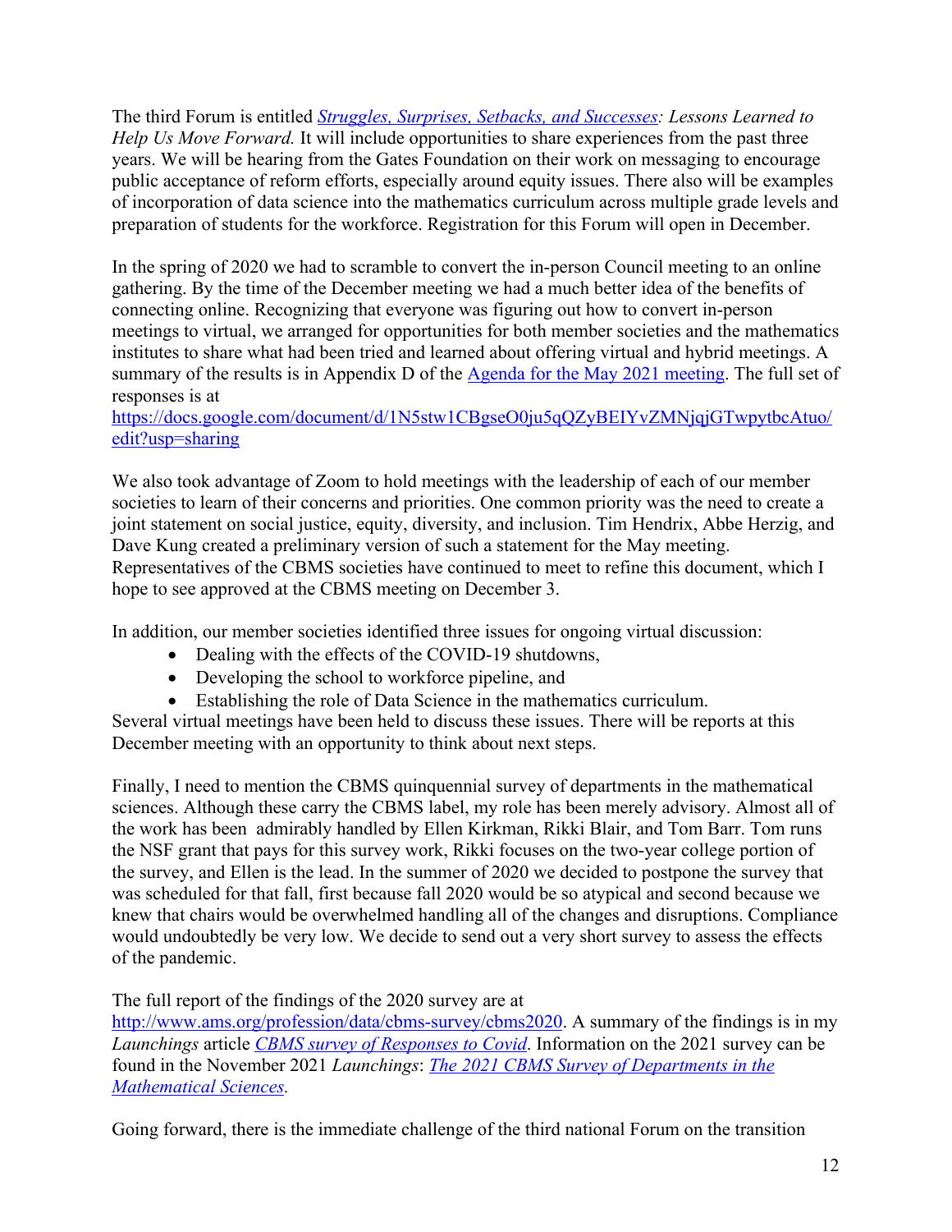The third Forum is entitled *[Struggles, Surprises, Setbacks, and Successes](#): Lessons Learned to Help Us Move Forward.* It will include opportunities to share experiences from the past three years. We will be hearing from the Gates Foundation on their work on messaging to encourage public acceptance of reform efforts, especially around equity issues. There also will be examples of incorporation of data science into the mathematics curriculum across multiple grade levels and preparation of students for the workforce. Registration for this Forum will open in December.

In the spring of 2020 we had to scramble to convert the in-person Council meeting to an online gathering. By the time of the December meeting we had a much better idea of the benefits of connecting online. Recognizing that everyone was figuring out how to convert in-person meetings to virtual, we arranged for opportunities for both member societies and the mathematics institutes to share what had been tried and learned about offering virtual and hybrid meetings. A summary of the results is in Appendix D of the [Agenda for the May 2021 meeting](#). The full set of responses is at
https://docs.google.com/document/d/1N5stw1CBgseO0ju5qQZyBEIYvZMNjqjGTwpytbcAtuo/edit?usp=sharing

We also took advantage of Zoom to hold meetings with the leadership of each of our member societies to learn of their concerns and priorities. One common priority was the need to create a joint statement on social justice, equity, diversity, and inclusion. Tim Hendrix, Abbe Herzig, and Dave Kung created a preliminary version of such a statement for the May meeting. Representatives of the CBMS societies have continued to meet to refine this document, which I hope to see approved at the CBMS meeting on December 3.

In addition, our member societies identified three issues for ongoing virtual discussion:

- Dealing with the effects of the COVID-19 shutdowns,
- Developing the school to workforce pipeline, and
- Establishing the role of Data Science in the mathematics curriculum.

Several virtual meetings have been held to discuss these issues. There will be reports at this December meeting with an opportunity to think about next steps.

Finally, I need to mention the CBMS quinquennial survey of departments in the mathematical sciences. Although these carry the CBMS label, my role has been merely advisory. Almost all of the work has been admirably handled by Ellen Kirkman, Rikki Blair, and Tom Barr. Tom runs the NSF grant that pays for this survey work, Rikki focuses on the two-year college portion of the survey, and Ellen is the lead. In the summer of 2020 we decided to postpone the survey that was scheduled for that fall, first because fall 2020 would be so atypical and second because we knew that chairs would be overwhelmed handling all of the changes and disruptions. Compliance would undoubtedly be very low. We decide to send out a very short survey to assess the effects of the pandemic.

The full report of the findings of the 2020 survey are at
http://www.ams.org/profession/data/cbms-survey/cbms2020. A summary of the findings is in my *Launchings* article *[CBMS survey of Responses to Covid](#)*. Information on the 2021 survey can be found in the November 2021 *Launchings*: *[The 2021 CBMS Survey of Departments in the Mathematical Sciences](#).*

Going forward, there is the immediate challenge of the third national Forum on the transition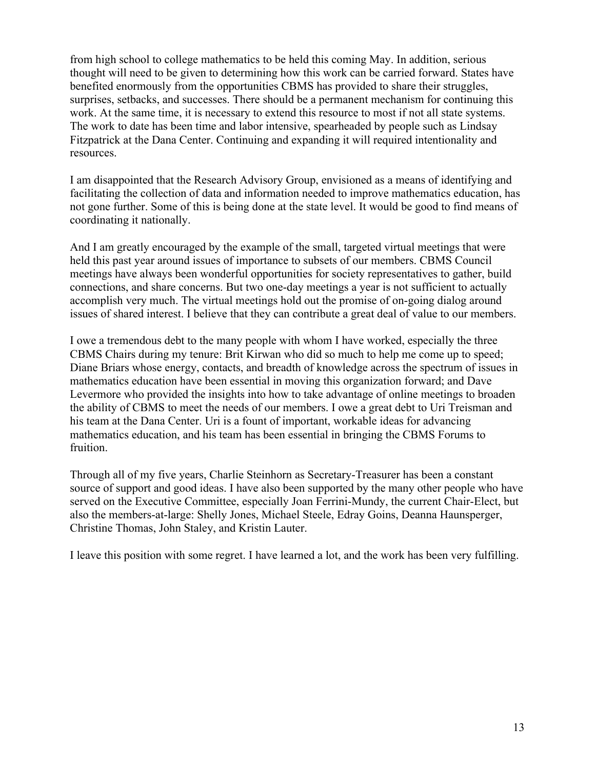from high school to college mathematics to be held this coming May. In addition, serious thought will need to be given to determining how this work can be carried forward. States have benefited enormously from the opportunities CBMS has provided to share their struggles, surprises, setbacks, and successes. There should be a permanent mechanism for continuing this work. At the same time, it is necessary to extend this resource to most if not all state systems. The work to date has been time and labor intensive, spearheaded by people such as Lindsay Fitzpatrick at the Dana Center. Continuing and expanding it will required intentionality and resources.

I am disappointed that the Research Advisory Group, envisioned as a means of identifying and facilitating the collection of data and information needed to improve mathematics education, has not gone further. Some of this is being done at the state level. It would be good to find means of coordinating it nationally.

And I am greatly encouraged by the example of the small, targeted virtual meetings that were held this past year around issues of importance to subsets of our members. CBMS Council meetings have always been wonderful opportunities for society representatives to gather, build connections, and share concerns. But two one-day meetings a year is not sufficient to actually accomplish very much. The virtual meetings hold out the promise of on-going dialog around issues of shared interest. I believe that they can contribute a great deal of value to our members.

I owe a tremendous debt to the many people with whom I have worked, especially the three CBMS Chairs during my tenure: Brit Kirwan who did so much to help me come up to speed; Diane Briars whose energy, contacts, and breadth of knowledge across the spectrum of issues in mathematics education have been essential in moving this organization forward; and Dave Levermore who provided the insights into how to take advantage of online meetings to broaden the ability of CBMS to meet the needs of our members. I owe a great debt to Uri Treisman and his team at the Dana Center. Uri is a fount of important, workable ideas for advancing mathematics education, and his team has been essential in bringing the CBMS Forums to fruition.

Through all of my five years, Charlie Steinhorn as Secretary-Treasurer has been a constant source of support and good ideas. I have also been supported by the many other people who have served on the Executive Committee, especially Joan Ferrini-Mundy, the current Chair-Elect, but also the members-at-large: Shelly Jones, Michael Steele, Edray Goins, Deanna Haunsperger, Christine Thomas, John Staley, and Kristin Lauter.

I leave this position with some regret. I have learned a lot, and the work has been very fulfilling.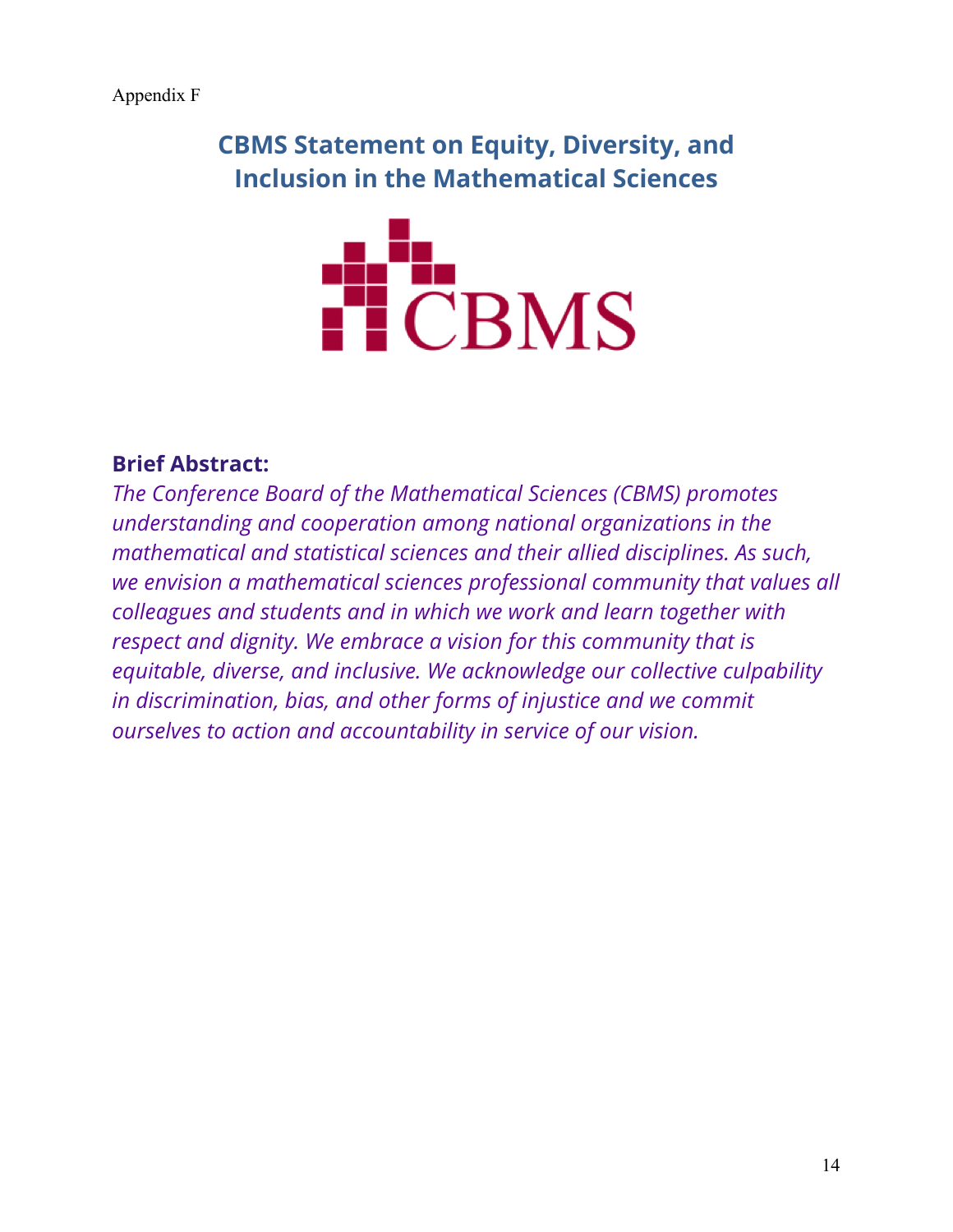Appendix F

# CBMS Statement on Equity, Diversity, and Inclusion in the Mathematical Sciences

CBMS

## Brief Abstract:

*The Conference Board of the Mathematical Sciences (CBMS) promotes understanding and cooperation among national organizations in the mathematical and statistical sciences and their allied disciplines. As such, we envision a mathematical sciences professional community that values all colleagues and students and in which we work and learn together with respect and dignity. We embrace a vision for this community that is equitable, diverse, and inclusive. We acknowledge our collective culpability in discrimination, bias, and other forms of injustice and we commit ourselves to action and accountability in service of our vision.*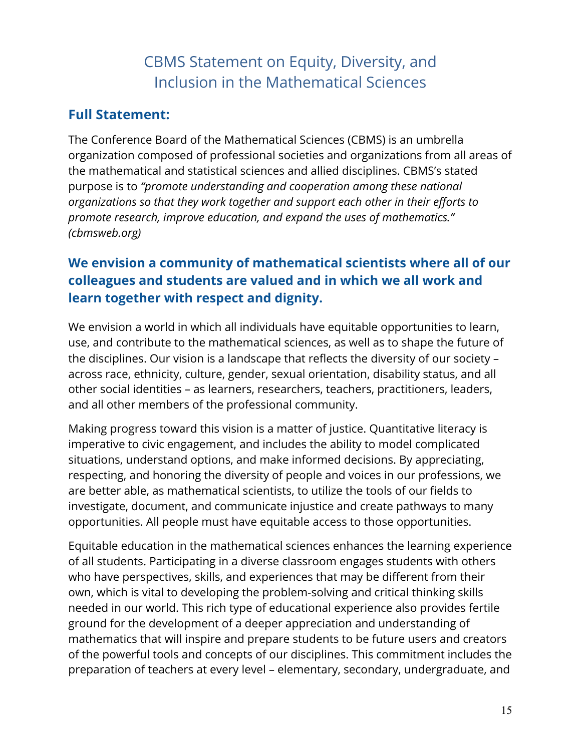# CBMS Statement on Equity, Diversity, and Inclusion in the Mathematical Sciences

## Full Statement:

The Conference Board of the Mathematical Sciences (CBMS) is an umbrella organization composed of professional societies and organizations from all areas of the mathematical and statistical sciences and allied disciplines. CBMS's stated purpose is to *"promote understanding and cooperation among these national organizations so that they work together and support each other in their efforts to promote research, improve education, and expand the uses of mathematics." (cbmsweb.org)*

### We envision a community of mathematical scientists where all of our colleagues and students are valued and in which we all work and learn together with respect and dignity.

We envision a world in which all individuals have equitable opportunities to learn, use, and contribute to the mathematical sciences, as well as to shape the future of the disciplines. Our vision is a landscape that reflects the diversity of our society – across race, ethnicity, culture, gender, sexual orientation, disability status, and all other social identities – as learners, researchers, teachers, practitioners, leaders, and all other members of the professional community.

Making progress toward this vision is a matter of justice. Quantitative literacy is imperative to civic engagement, and includes the ability to model complicated situations, understand options, and make informed decisions. By appreciating, respecting, and honoring the diversity of people and voices in our professions, we are better able, as mathematical scientists, to utilize the tools of our fields to investigate, document, and communicate injustice and create pathways to many opportunities. All people must have equitable access to those opportunities.

Equitable education in the mathematical sciences enhances the learning experience of all students. Participating in a diverse classroom engages students with others who have perspectives, skills, and experiences that may be different from their own, which is vital to developing the problem-solving and critical thinking skills needed in our world. This rich type of educational experience also provides fertile ground for the development of a deeper appreciation and understanding of mathematics that will inspire and prepare students to be future users and creators of the powerful tools and concepts of our disciplines. This commitment includes the preparation of teachers at every level – elementary, secondary, undergraduate, and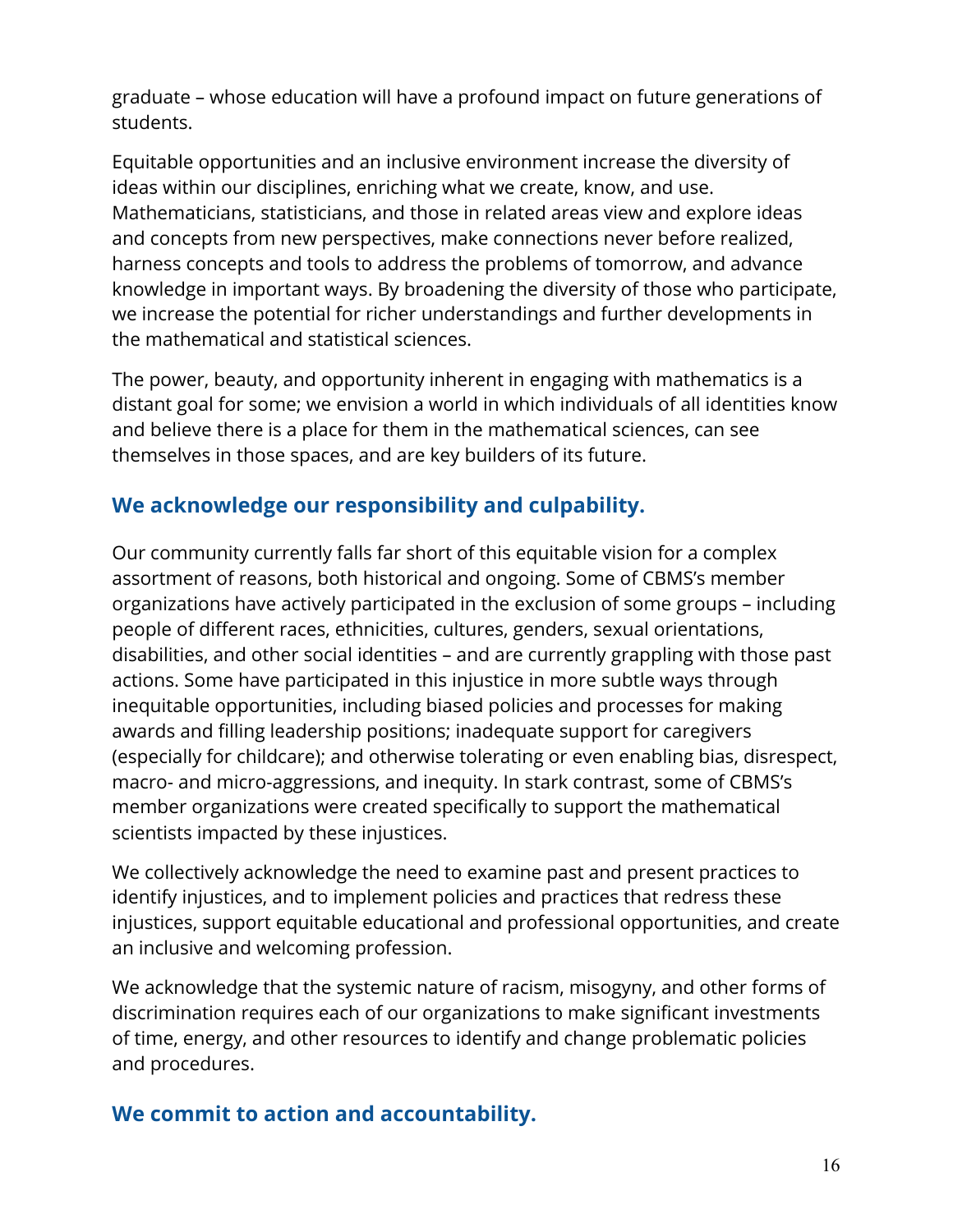graduate – whose education will have a profound impact on future generations of students.

Equitable opportunities and an inclusive environment increase the diversity of ideas within our disciplines, enriching what we create, know, and use. Mathematicians, statisticians, and those in related areas view and explore ideas and concepts from new perspectives, make connections never before realized, harness concepts and tools to address the problems of tomorrow, and advance knowledge in important ways. By broadening the diversity of those who participate, we increase the potential for richer understandings and further developments in the mathematical and statistical sciences.

The power, beauty, and opportunity inherent in engaging with mathematics is a distant goal for some; we envision a world in which individuals of all identities know and believe there is a place for them in the mathematical sciences, can see themselves in those spaces, and are key builders of its future.

## We acknowledge our responsibility and culpability.

Our community currently falls far short of this equitable vision for a complex assortment of reasons, both historical and ongoing. Some of CBMS's member organizations have actively participated in the exclusion of some groups – including people of different races, ethnicities, cultures, genders, sexual orientations, disabilities, and other social identities – and are currently grappling with those past actions. Some have participated in this injustice in more subtle ways through inequitable opportunities, including biased policies and processes for making awards and filling leadership positions; inadequate support for caregivers (especially for childcare); and otherwise tolerating or even enabling bias, disrespect, macro- and micro-aggressions, and inequity. In stark contrast, some of CBMS's member organizations were created specifically to support the mathematical scientists impacted by these injustices.

We collectively acknowledge the need to examine past and present practices to identify injustices, and to implement policies and practices that redress these injustices, support equitable educational and professional opportunities, and create an inclusive and welcoming profession.

We acknowledge that the systemic nature of racism, misogyny, and other forms of discrimination requires each of our organizations to make significant investments of time, energy, and other resources to identify and change problematic policies and procedures.

## We commit to action and accountability.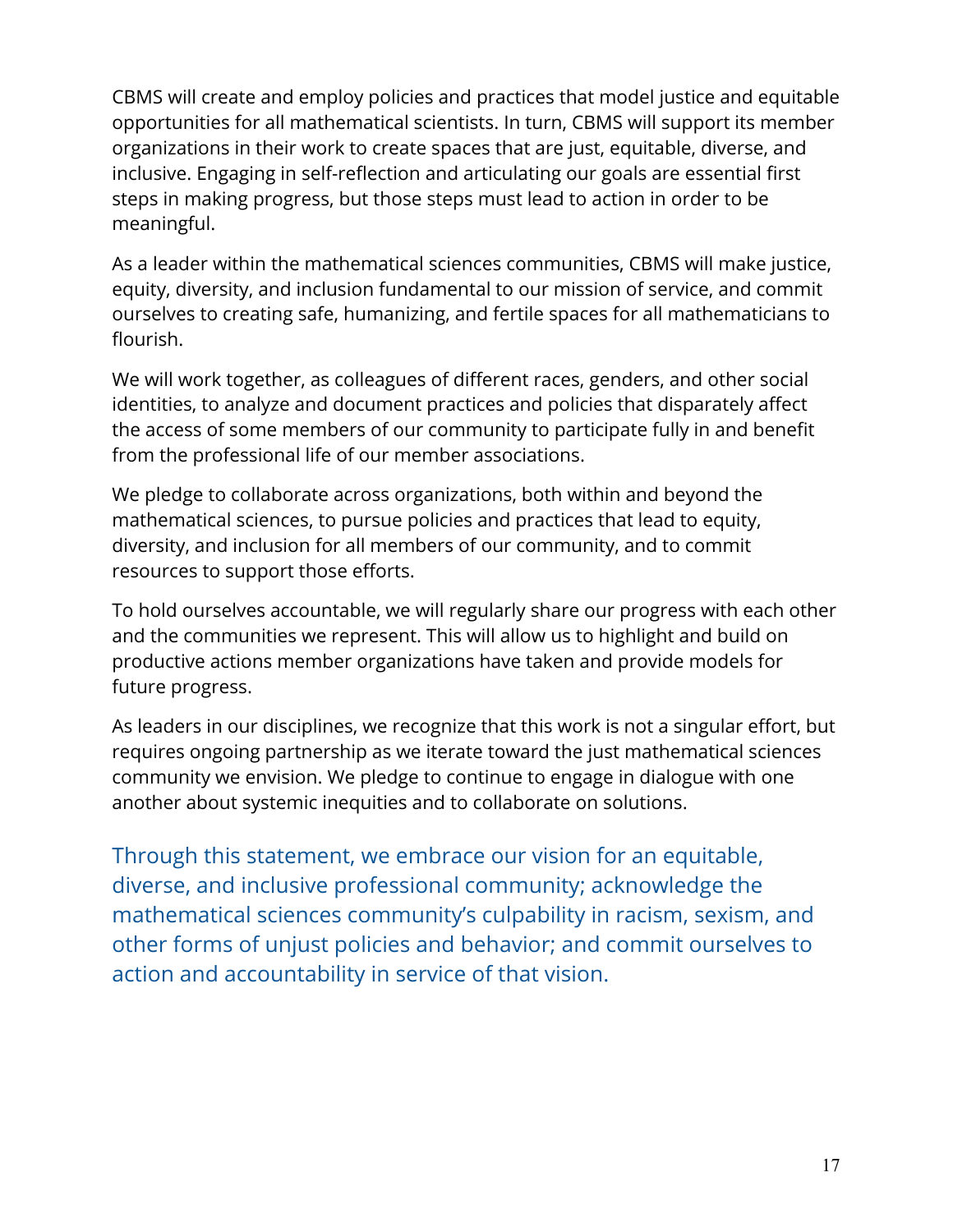CBMS will create and employ policies and practices that model justice and equitable opportunities for all mathematical scientists. In turn, CBMS will support its member organizations in their work to create spaces that are just, equitable, diverse, and inclusive. Engaging in self-reflection and articulating our goals are essential first steps in making progress, but those steps must lead to action in order to be meaningful.

As a leader within the mathematical sciences communities, CBMS will make justice, equity, diversity, and inclusion fundamental to our mission of service, and commit ourselves to creating safe, humanizing, and fertile spaces for all mathematicians to flourish.

We will work together, as colleagues of different races, genders, and other social identities, to analyze and document practices and policies that disparately affect the access of some members of our community to participate fully in and benefit from the professional life of our member associations.

We pledge to collaborate across organizations, both within and beyond the mathematical sciences, to pursue policies and practices that lead to equity, diversity, and inclusion for all members of our community, and to commit resources to support those efforts.

To hold ourselves accountable, we will regularly share our progress with each other and the communities we represent. This will allow us to highlight and build on productive actions member organizations have taken and provide models for future progress.

As leaders in our disciplines, we recognize that this work is not a singular effort, but requires ongoing partnership as we iterate toward the just mathematical sciences community we envision. We pledge to continue to engage in dialogue with one another about systemic inequities and to collaborate on solutions.

Through this statement, we embrace our vision for an equitable, diverse, and inclusive professional community; acknowledge the mathematical sciences community's culpability in racism, sexism, and other forms of unjust policies and behavior; and commit ourselves to action and accountability in service of that vision.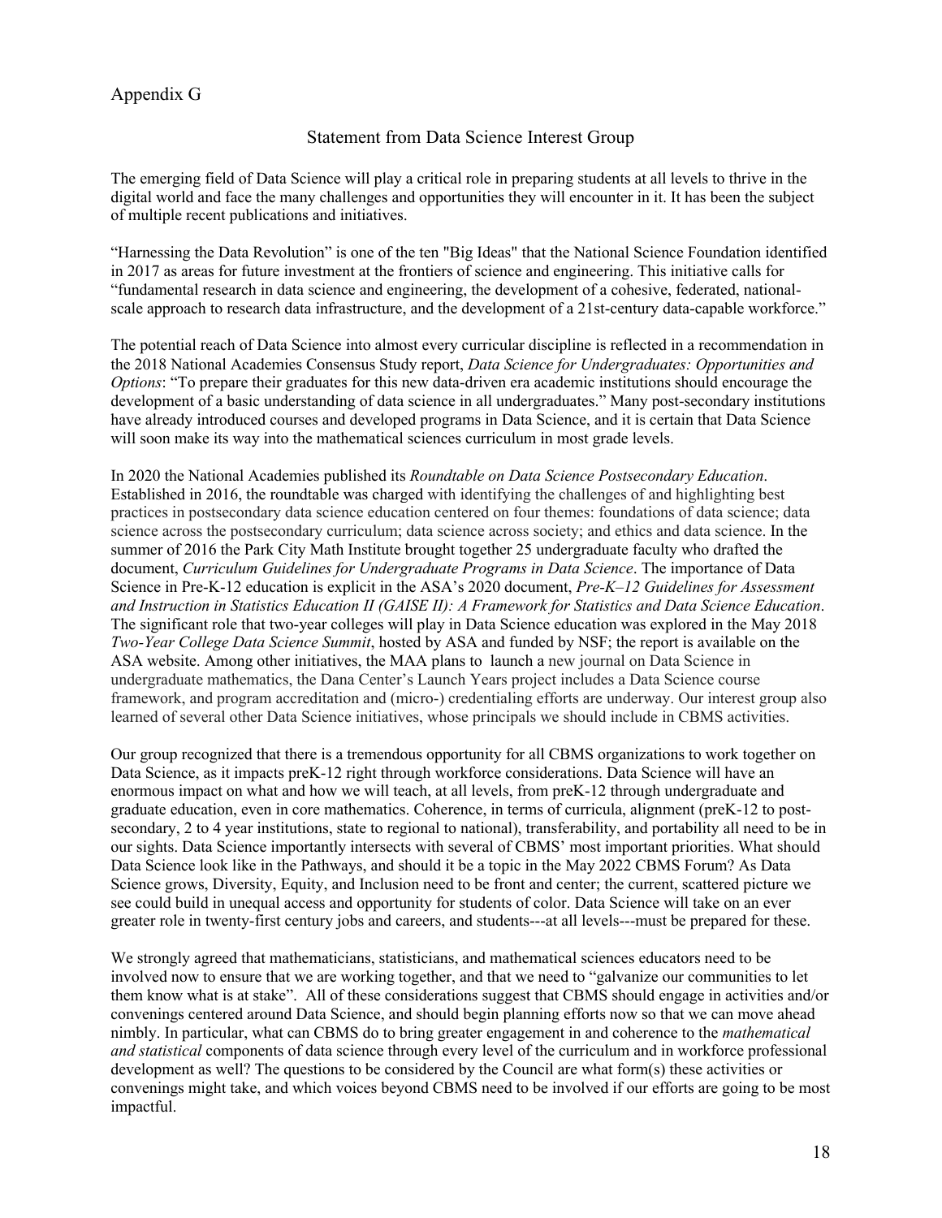## Appendix G

### Statement from Data Science Interest Group

The emerging field of Data Science will play a critical role in preparing students at all levels to thrive in the digital world and face the many challenges and opportunities they will encounter in it. It has been the subject of multiple recent publications and initiatives.

"Harnessing the Data Revolution" is one of the ten "Big Ideas" that the National Science Foundation identified in 2017 as areas for future investment at the frontiers of science and engineering. This initiative calls for "fundamental research in data science and engineering, the development of a cohesive, federated, national-scale approach to research data infrastructure, and the development of a 21st-century data-capable workforce."

The potential reach of Data Science into almost every curricular discipline is reflected in a recommendation in the 2018 National Academies Consensus Study report, *Data Science for Undergraduates: Opportunities and Options*: "To prepare their graduates for this new data-driven era academic institutions should encourage the development of a basic understanding of data science in all undergraduates." Many post-secondary institutions have already introduced courses and developed programs in Data Science, and it is certain that Data Science will soon make its way into the mathematical sciences curriculum in most grade levels.

In 2020 the National Academies published its *Roundtable on Data Science Postsecondary Education*. Established in 2016, the roundtable was charged with identifying the challenges of and highlighting best practices in postsecondary data science education centered on four themes: foundations of data science; data science across the postsecondary curriculum; data science across society; and ethics and data science. In the summer of 2016 the Park City Math Institute brought together 25 undergraduate faculty who drafted the document, *Curriculum Guidelines for Undergraduate Programs in Data Science*. The importance of Data Science in Pre-K-12 education is explicit in the ASA's 2020 document, *Pre-K–12 Guidelines for Assessment and Instruction in Statistics Education II (GAISE II): A Framework for Statistics and Data Science Education*. The significant role that two-year colleges will play in Data Science education was explored in the May 2018 *Two-Year College Data Science Summit*, hosted by ASA and funded by NSF; the report is available on the ASA website. Among other initiatives, the MAA plans to launch a new journal on Data Science in undergraduate mathematics, the Dana Center's Launch Years project includes a Data Science course framework, and program accreditation and (micro-) credentialing efforts are underway. Our interest group also learned of several other Data Science initiatives, whose principals we should include in CBMS activities.

Our group recognized that there is a tremendous opportunity for all CBMS organizations to work together on Data Science, as it impacts preK-12 right through workforce considerations. Data Science will have an enormous impact on what and how we will teach, at all levels, from preK-12 through undergraduate and graduate education, even in core mathematics. Coherence, in terms of curricula, alignment (preK-12 to post-secondary, 2 to 4 year institutions, state to regional to national), transferability, and portability all need to be in our sights. Data Science importantly intersects with several of CBMS' most important priorities. What should Data Science look like in the Pathways, and should it be a topic in the May 2022 CBMS Forum? As Data Science grows, Diversity, Equity, and Inclusion need to be front and center; the current, scattered picture we see could build in unequal access and opportunity for students of color. Data Science will take on an ever greater role in twenty-first century jobs and careers, and students---at all levels---must be prepared for these.

We strongly agreed that mathematicians, statisticians, and mathematical sciences educators need to be involved now to ensure that we are working together, and that we need to "galvanize our communities to let them know what is at stake". All of these considerations suggest that CBMS should engage in activities and/or convenings centered around Data Science, and should begin planning efforts now so that we can move ahead nimbly. In particular, what can CBMS do to bring greater engagement in and coherence to the *mathematical and statistical* components of data science through every level of the curriculum and in workforce professional development as well? The questions to be considered by the Council are what form(s) these activities or convenings might take, and which voices beyond CBMS need to be involved if our efforts are going to be most impactful.